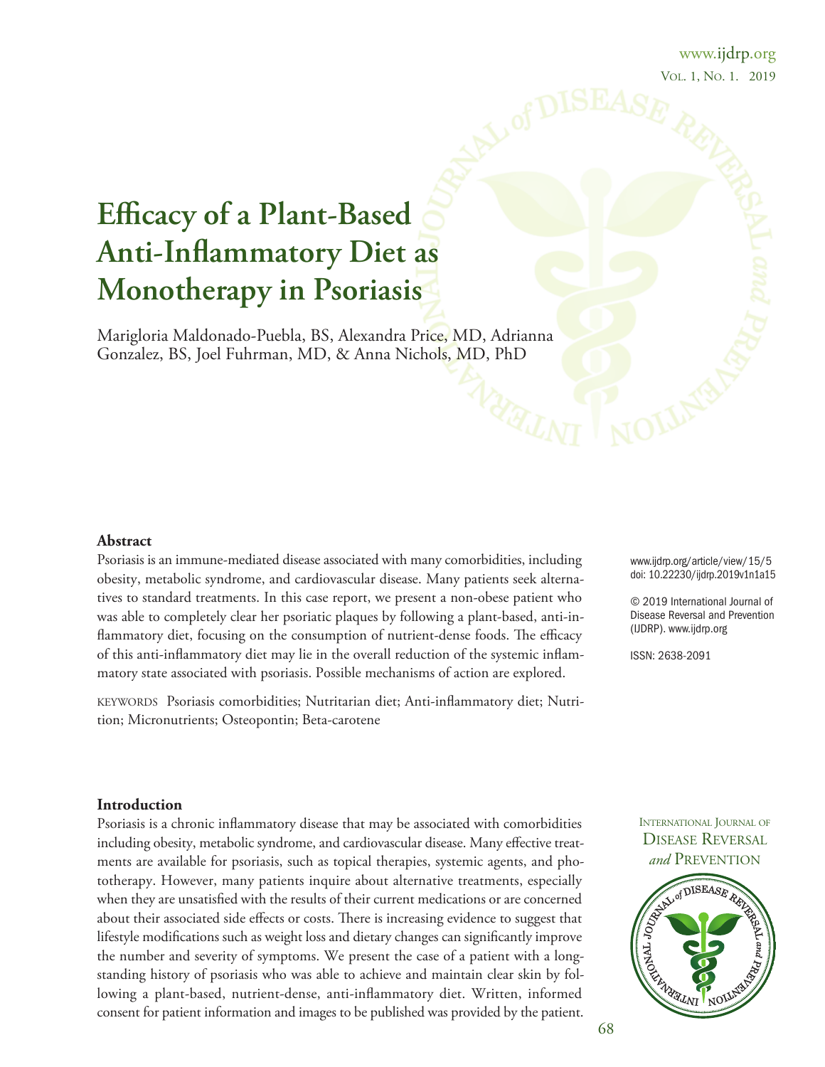# Efficacy of a Plant-Based Anti-Inflammatory Diet as Monotherapy in Psoriasis

Marigloria Maldonado-Puebla, BS, Alexandra Price, MD, Adrianna Gonzalez, BS, Joel Fuhrman, MD, & Anna Nichols, MD, PhD

## Abstract

Psoriasis is an immune-mediated disease associated with many comorbidities, including obesity, metabolic syndrome, and cardiovascular disease. Many patients seek alternatives to standard treatments. In this case report, we present a non-obese patient who was able to completely clear her psoriatic plaques by following a plant-based, anti-inflammatory diet, focusing on the consumption of nutrient-dense foods. The efficacy of this anti-inflammatory diet may lie in the overall reduction of the systemic inflammatory state associated with psoriasis. Possible mechanisms of action are explored.

KEYWORDS Psoriasis comorbidities; Nutritarian diet; Anti-inflammatory diet; Nutrition; Micronutrients; Osteopontin; Beta-carotene

www.ijdrp.org/article/view/15/5
doi: 10.22230/ijdrp.2019v1n1a15

© 2019 International Journal of Disease Reversal and Prevention (IJDRP). www.ijdrp.org

ISSN: 2638-2091

## Introduction

Psoriasis is a chronic inflammatory disease that may be associated with comorbidities including obesity, metabolic syndrome, and cardiovascular disease. Many effective treatments are available for psoriasis, such as topical therapies, systemic agents, and phototherapy. However, many patients inquire about alternative treatments, especially when they are unsatisfied with the results of their current medications or are concerned about their associated side effects or costs. There is increasing evidence to suggest that lifestyle modifications such as weight loss and dietary changes can significantly improve the number and severity of symptoms. We present the case of a patient with a longstanding history of psoriasis who was able to achieve and maintain clear skin by following a plant-based, nutrient-dense, anti-inflammatory diet. Written, informed consent for patient information and images to be published was provided by the patient.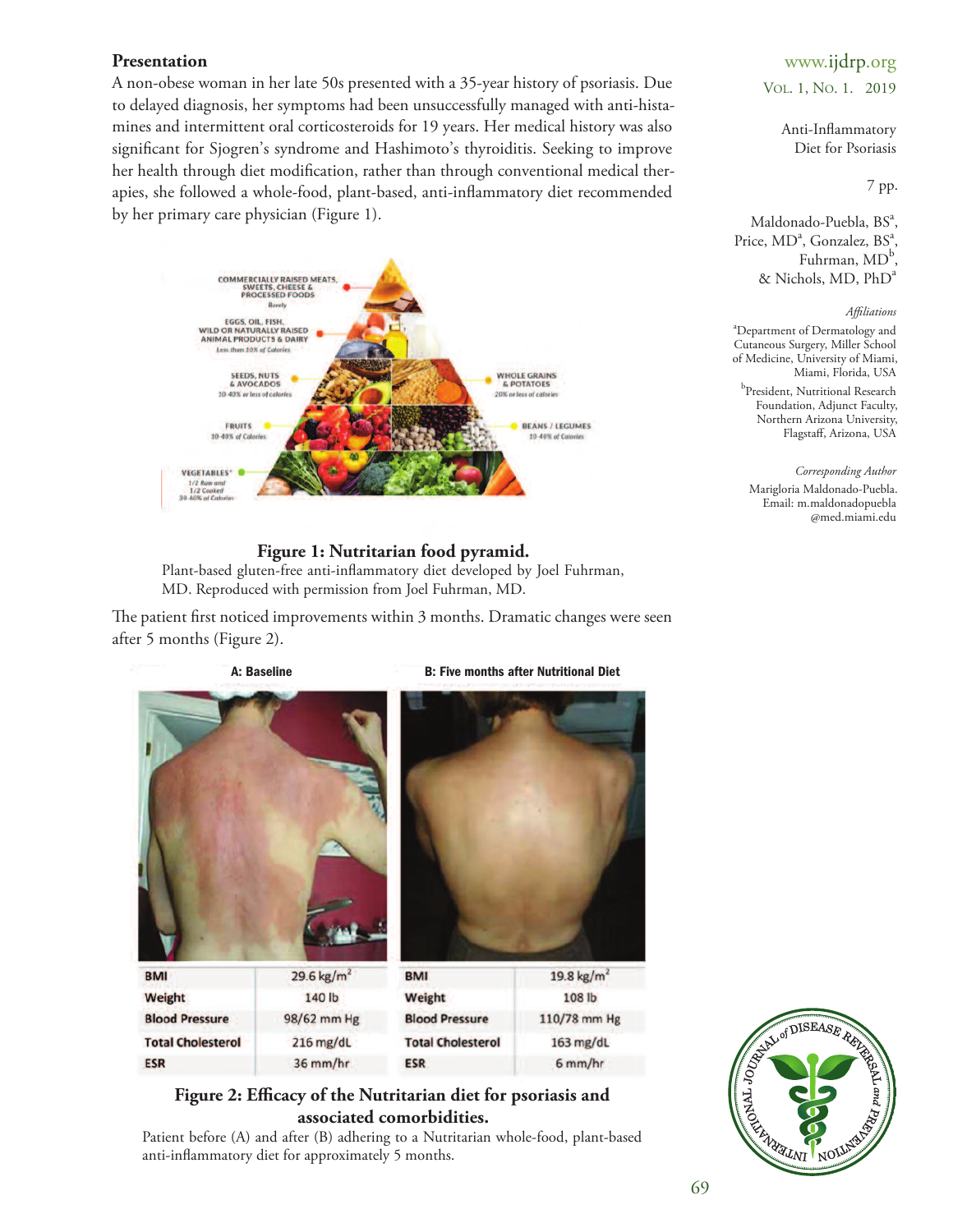## Presentation

A non-obese woman in her late 50s presented with a 35-year history of psoriasis. Due to delayed diagnosis, her symptoms had been unsuccessfully managed with anti-histamines and intermittent oral corticosteroids for 19 years. Her medical history was also significant for Sjogren's syndrome and Hashimoto's thyroiditis. Seeking to improve her health through diet modification, rather than through conventional medical therapies, she followed a whole-food, plant-based, anti-inflammatory diet recommended by her primary care physician (Figure 1).

**Figure 1: Nutritarian food pyramid.**
Plant-based gluten-free anti-inflammatory diet developed by Joel Fuhrman, MD. Reproduced with permission from Joel Fuhrman, MD.

The patient first noticed improvements within 3 months. Dramatic changes were seen after 5 months (Figure 2).

| A: Baseline | | B: Five months after Nutritional Diet | |
|---|---|---|---|
| BMI | 29.6 kg/m² | BMI | 19.8 kg/m² |
| Weight | 140 lb | Weight | 108 lb |
| Blood Pressure | 98/62 mm Hg | Blood Pressure | 110/78 mm Hg |
| Total Cholesterol | 216 mg/dL | Total Cholesterol | 163 mg/dL |
| ESR | 36 mm/hr | ESR | 6 mm/hr |

**Figure 2: Efficacy of the Nutritarian diet for psoriasis and associated comorbidities.**
Patient before (A) and after (B) adhering to a Nutritarian whole-food, plant-based anti-inflammatory diet for approximately 5 months.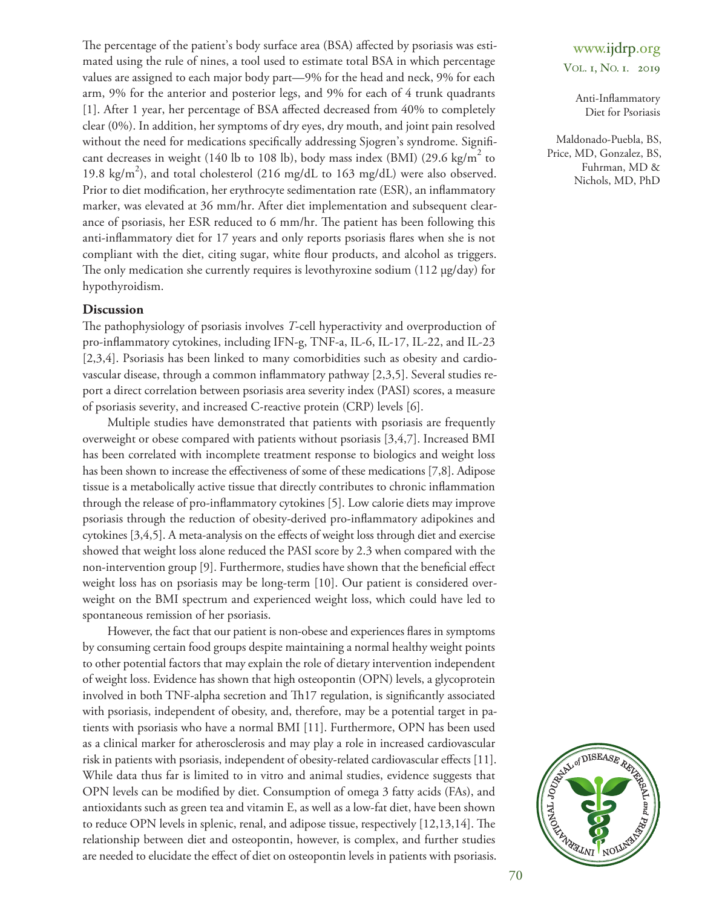The percentage of the patient's body surface area (BSA) affected by psoriasis was estimated using the rule of nines, a tool used to estimate total BSA in which percentage values are assigned to each major body part—9% for the head and neck, 9% for each arm, 9% for the anterior and posterior legs, and 9% for each of 4 trunk quadrants [1]. After 1 year, her percentage of BSA affected decreased from 40% to completely clear (0%). In addition, her symptoms of dry eyes, dry mouth, and joint pain resolved without the need for medications specifically addressing Sjogren's syndrome. Significant decreases in weight (140 lb to 108 lb), body mass index (BMI) (29.6 kg/m$^2$ to 19.8 kg/m$^2$), and total cholesterol (216 mg/dL to 163 mg/dL) were also observed. Prior to diet modification, her erythrocyte sedimentation rate (ESR), an inflammatory marker, was elevated at 36 mm/hr. After diet implementation and subsequent clearance of psoriasis, her ESR reduced to 6 mm/hr. The patient has been following this anti-inflammatory diet for 17 years and only reports psoriasis flares when she is not compliant with the diet, citing sugar, white flour products, and alcohol as triggers. The only medication she currently requires is levothyroxine sodium (112 µg/day) for hypothyroidism.

## Discussion

The pathophysiology of psoriasis involves *T*-cell hyperactivity and overproduction of pro-inflammatory cytokines, including IFN-g, TNF-a, IL-6, IL-17, IL-22, and IL-23 [2,3,4]. Psoriasis has been linked to many comorbidities such as obesity and cardiovascular disease, through a common inflammatory pathway [2,3,5]. Several studies report a direct correlation between psoriasis area severity index (PASI) scores, a measure of psoriasis severity, and increased C-reactive protein (CRP) levels [6].

Multiple studies have demonstrated that patients with psoriasis are frequently overweight or obese compared with patients without psoriasis [3,4,7]. Increased BMI has been correlated with incomplete treatment response to biologics and weight loss has been shown to increase the effectiveness of some of these medications [7,8]. Adipose tissue is a metabolically active tissue that directly contributes to chronic inflammation through the release of pro-inflammatory cytokines [5]. Low calorie diets may improve psoriasis through the reduction of obesity-derived pro-inflammatory adipokines and cytokines [3,4,5]. A meta-analysis on the effects of weight loss through diet and exercise showed that weight loss alone reduced the PASI score by 2.3 when compared with the non-intervention group [9]. Furthermore, studies have shown that the beneficial effect weight loss has on psoriasis may be long-term [10]. Our patient is considered overweight on the BMI spectrum and experienced weight loss, which could have led to spontaneous remission of her psoriasis.

However, the fact that our patient is non-obese and experiences flares in symptoms by consuming certain food groups despite maintaining a normal healthy weight points to other potential factors that may explain the role of dietary intervention independent of weight loss. Evidence has shown that high osteopontin (OPN) levels, a glycoprotein involved in both TNF-alpha secretion and Th17 regulation, is significantly associated with psoriasis, independent of obesity, and, therefore, may be a potential target in patients with psoriasis who have a normal BMI [11]. Furthermore, OPN has been used as a clinical marker for atherosclerosis and may play a role in increased cardiovascular risk in patients with psoriasis, independent of obesity-related cardiovascular effects [11]. While data thus far is limited to in vitro and animal studies, evidence suggests that OPN levels can be modified by diet. Consumption of omega 3 fatty acids (FAs), and antioxidants such as green tea and vitamin E, as well as a low-fat diet, have been shown to reduce OPN levels in splenic, renal, and adipose tissue, respectively [12,13,14]. The relationship between diet and osteopontin, however, is complex, and further studies are needed to elucidate the effect of diet on osteopontin levels in patients with psoriasis.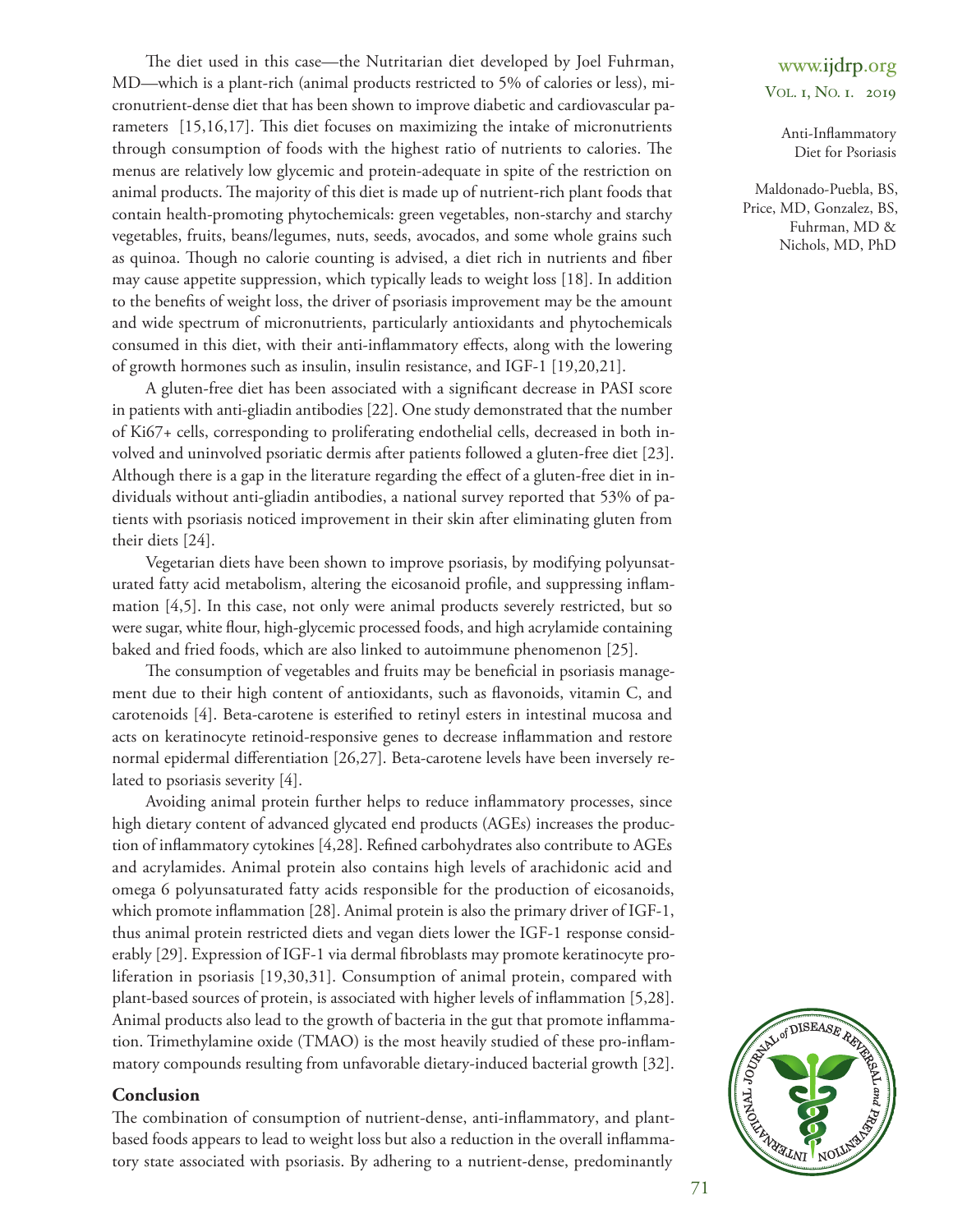The diet used in this case—the Nutritarian diet developed by Joel Fuhrman, MD—which is a plant-rich (animal products restricted to 5% of calories or less), micronutrient-dense diet that has been shown to improve diabetic and cardiovascular parameters [15,16,17]. This diet focuses on maximizing the intake of micronutrients through consumption of foods with the highest ratio of nutrients to calories. The menus are relatively low glycemic and protein-adequate in spite of the restriction on animal products. The majority of this diet is made up of nutrient-rich plant foods that contain health-promoting phytochemicals: green vegetables, non-starchy and starchy vegetables, fruits, beans/legumes, nuts, seeds, avocados, and some whole grains such as quinoa. Though no calorie counting is advised, a diet rich in nutrients and fiber may cause appetite suppression, which typically leads to weight loss [18]. In addition to the benefits of weight loss, the driver of psoriasis improvement may be the amount and wide spectrum of micronutrients, particularly antioxidants and phytochemicals consumed in this diet, with their anti-inflammatory effects, along with the lowering of growth hormones such as insulin, insulin resistance, and IGF-1 [19,20,21].

A gluten-free diet has been associated with a significant decrease in PASI score in patients with anti-gliadin antibodies [22]. One study demonstrated that the number of Ki67+ cells, corresponding to proliferating endothelial cells, decreased in both involved and uninvolved psoriatic dermis after patients followed a gluten-free diet [23]. Although there is a gap in the literature regarding the effect of a gluten-free diet in individuals without anti-gliadin antibodies, a national survey reported that 53% of patients with psoriasis noticed improvement in their skin after eliminating gluten from their diets [24].

Vegetarian diets have been shown to improve psoriasis, by modifying polyunsaturated fatty acid metabolism, altering the eicosanoid profile, and suppressing inflammation [4,5]. In this case, not only were animal products severely restricted, but so were sugar, white flour, high-glycemic processed foods, and high acrylamide containing baked and fried foods, which are also linked to autoimmune phenomenon [25].

The consumption of vegetables and fruits may be beneficial in psoriasis management due to their high content of antioxidants, such as flavonoids, vitamin C, and carotenoids [4]. Beta-carotene is esterified to retinyl esters in intestinal mucosa and acts on keratinocyte retinoid-responsive genes to decrease inflammation and restore normal epidermal differentiation [26,27]. Beta-carotene levels have been inversely related to psoriasis severity [4].

Avoiding animal protein further helps to reduce inflammatory processes, since high dietary content of advanced glycated end products (AGEs) increases the production of inflammatory cytokines [4,28]. Refined carbohydrates also contribute to AGEs and acrylamides. Animal protein also contains high levels of arachidonic acid and omega 6 polyunsaturated fatty acids responsible for the production of eicosanoids, which promote inflammation [28]. Animal protein is also the primary driver of IGF-1, thus animal protein restricted diets and vegan diets lower the IGF-1 response considerably [29]. Expression of IGF-1 via dermal fibroblasts may promote keratinocyte proliferation in psoriasis [19,30,31]. Consumption of animal protein, compared with plant-based sources of protein, is associated with higher levels of inflammation [5,28]. Animal products also lead to the growth of bacteria in the gut that promote inflammation. Trimethylamine oxide (TMAO) is the most heavily studied of these pro-inflammatory compounds resulting from unfavorable dietary-induced bacterial growth [32].

## Conclusion

The combination of consumption of nutrient-dense, anti-inflammatory, and plant-based foods appears to lead to weight loss but also a reduction in the overall inflammatory state associated with psoriasis. By adhering to a nutrient-dense, predominantly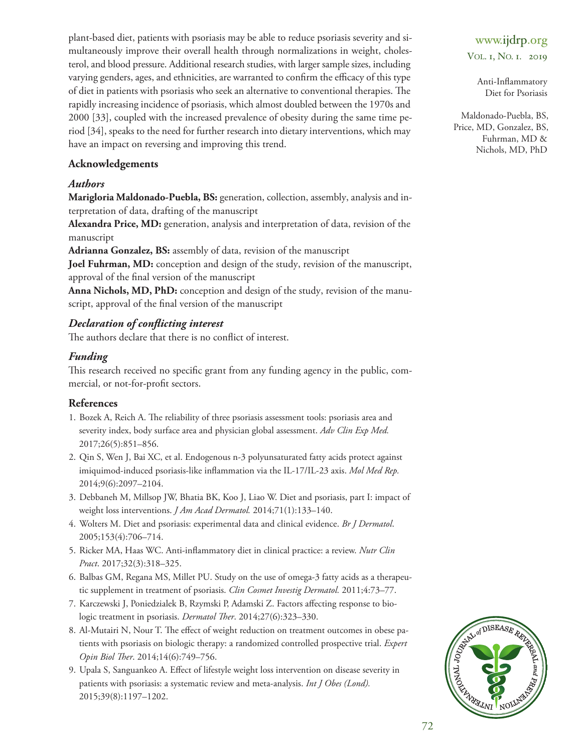plant-based diet, patients with psoriasis may be able to reduce psoriasis severity and simultaneously improve their overall health through normalizations in weight, cholesterol, and blood pressure. Additional research studies, with larger sample sizes, including varying genders, ages, and ethnicities, are warranted to confirm the efficacy of this type of diet in patients with psoriasis who seek an alternative to conventional therapies. The rapidly increasing incidence of psoriasis, which almost doubled between the 1970s and 2000 [33], coupled with the increased prevalence of obesity during the same time period [34], speaks to the need for further research into dietary interventions, which may have an impact on reversing and improving this trend.

### Acknowledgements

#### *Authors*

**Marigloria Maldonado-Puebla, BS:** generation, collection, assembly, analysis and interpretation of data, drafting of the manuscript

**Alexandra Price, MD:** generation, analysis and interpretation of data, revision of the manuscript

**Adrianna Gonzalez, BS:** assembly of data, revision of the manuscript

**Joel Fuhrman, MD:** conception and design of the study, revision of the manuscript, approval of the final version of the manuscript

**Anna Nichols, MD, PhD:** conception and design of the study, revision of the manuscript, approval of the final version of the manuscript

#### *Declaration of conflicting interest*

The authors declare that there is no conflict of interest.

#### *Funding*

This research received no specific grant from any funding agency in the public, commercial, or not-for-profit sectors.

### References

1. Bozek A, Reich A. The reliability of three psoriasis assessment tools: psoriasis area and severity index, body surface area and physician global assessment. *Adv Clin Exp Med.* 2017;26(5):851–856.
2. Qin S, Wen J, Bai XC, et al. Endogenous n-3 polyunsaturated fatty acids protect against imiquimod-induced psoriasis-like inflammation via the IL-17/IL-23 axis. *Mol Med Rep.* 2014;9(6):2097–2104.
3. Debbaneh M, Millsop JW, Bhatia BK, Koo J, Liao W. Diet and psoriasis, part I: impact of weight loss interventions. *J Am Acad Dermatol.* 2014;71(1):133–140.
4. Wolters M. Diet and psoriasis: experimental data and clinical evidence. *Br J Dermatol*. 2005;153(4):706–714.
5. Ricker MA, Haas WC. Anti-inflammatory diet in clinical practice: a review. *Nutr Clin Pract*. 2017;32(3):318–325.
6. Balbas GM, Regana MS, Millet PU. Study on the use of omega-3 fatty acids as a therapeutic supplement in treatment of psoriasis. *Clin Cosmet Investig Dermatol.* 2011;4:73–77.
7. Karczewski J, Poniedzialek B, Rzymski P, Adamski Z. Factors affecting response to biologic treatment in psoriasis. *Dermatol Ther*. 2014;27(6):323–330.
8. Al-Mutairi N, Nour T. The effect of weight reduction on treatment outcomes in obese patients with psoriasis on biologic therapy: a randomized controlled prospective trial. *Expert Opin Biol Ther*. 2014;14(6):749–756.
9. Upala S, Sanguankeo A. Effect of lifestyle weight loss intervention on disease severity in patients with psoriasis: a systematic review and meta-analysis. *Int J Obes (Lond).* 2015;39(8):1197–1202.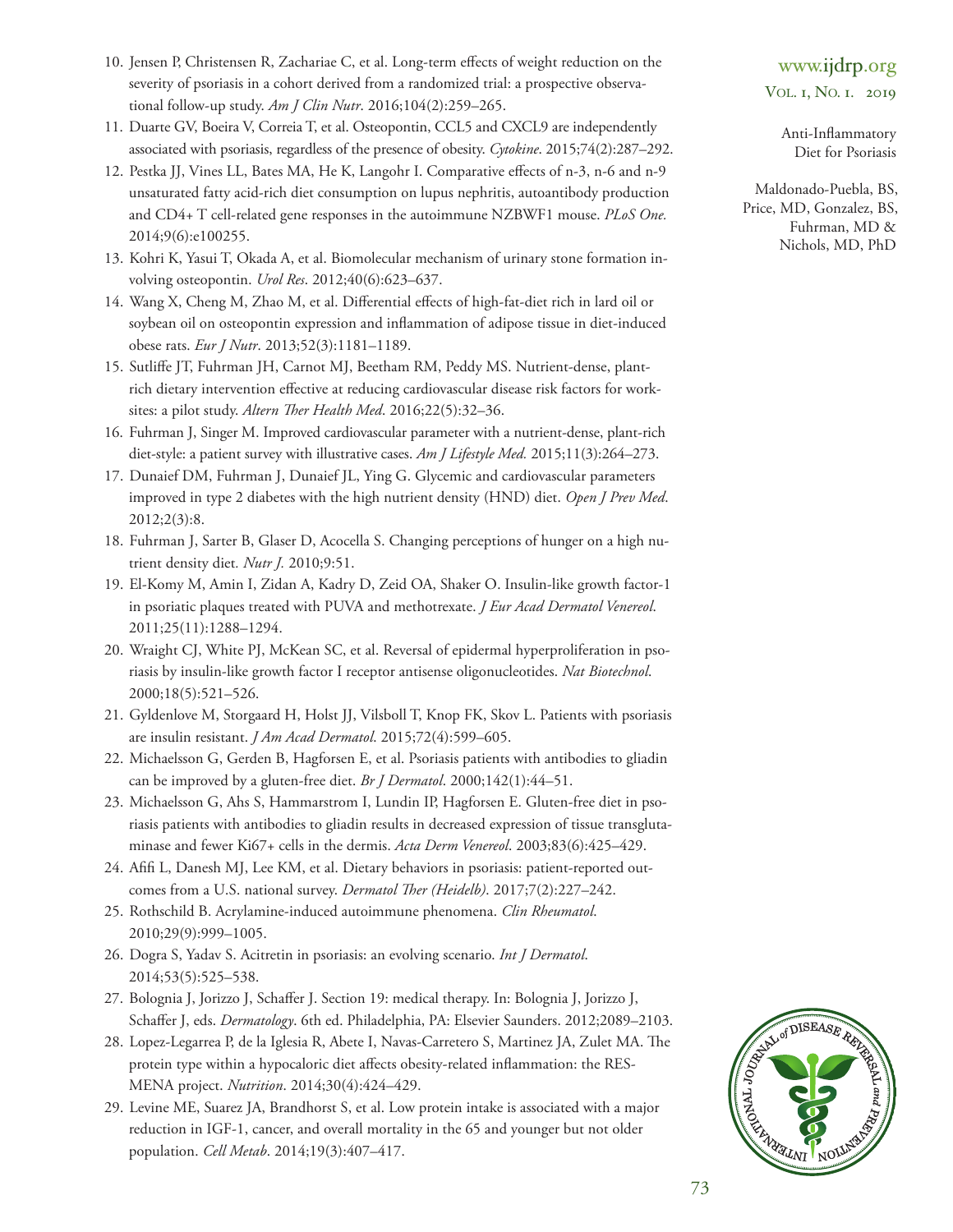10. Jensen P, Christensen R, Zachariae C, et al. Long-term effects of weight reduction on the severity of psoriasis in a cohort derived from a randomized trial: a prospective observational follow-up study. *Am J Clin Nutr*. 2016;104(2):259–265.
11. Duarte GV, Boeira V, Correia T, et al. Osteopontin, CCL5 and CXCL9 are independently associated with psoriasis, regardless of the presence of obesity. *Cytokine*. 2015;74(2):287–292.
12. Pestka JJ, Vines LL, Bates MA, He K, Langohr I. Comparative effects of n-3, n-6 and n-9 unsaturated fatty acid-rich diet consumption on lupus nephritis, autoantibody production and CD4+ T cell-related gene responses in the autoimmune NZBWF1 mouse. *PLoS One.* 2014;9(6):e100255.
13. Kohri K, Yasui T, Okada A, et al. Biomolecular mechanism of urinary stone formation involving osteopontin. *Urol Res*. 2012;40(6):623–637.
14. Wang X, Cheng M, Zhao M, et al. Differential effects of high-fat-diet rich in lard oil or soybean oil on osteopontin expression and inflammation of adipose tissue in diet-induced obese rats. *Eur J Nutr*. 2013;52(3):1181–1189.
15. Sutliffe JT, Fuhrman JH, Carnot MJ, Beetham RM, Peddy MS. Nutrient-dense, plant-rich dietary intervention effective at reducing cardiovascular disease risk factors for worksites: a pilot study. *Altern Ther Health Med*. 2016;22(5):32–36.
16. Fuhrman J, Singer M. Improved cardiovascular parameter with a nutrient-dense, plant-rich diet-style: a patient survey with illustrative cases. *Am J Lifestyle Med.* 2015;11(3):264–273.
17. Dunaief DM, Fuhrman J, Dunaief JL, Ying G. Glycemic and cardiovascular parameters improved in type 2 diabetes with the high nutrient density (HND) diet. *Open J Prev Med*. 2012;2(3):8.
18. Fuhrman J, Sarter B, Glaser D, Acocella S. Changing perceptions of hunger on a high nutrient density diet. *Nutr J.* 2010;9:51.
19. El-Komy M, Amin I, Zidan A, Kadry D, Zeid OA, Shaker O. Insulin-like growth factor-1 in psoriatic plaques treated with PUVA and methotrexate. *J Eur Acad Dermatol Venereol*. 2011;25(11):1288–1294.
20. Wraight CJ, White PJ, McKean SC, et al. Reversal of epidermal hyperproliferation in psoriasis by insulin-like growth factor I receptor antisense oligonucleotides. *Nat Biotechnol*. 2000;18(5):521–526.
21. Gyldenlove M, Storgaard H, Holst JJ, Vilsboll T, Knop FK, Skov L. Patients with psoriasis are insulin resistant. *J Am Acad Dermatol*. 2015;72(4):599–605.
22. Michaelsson G, Gerden B, Hagforsen E, et al. Psoriasis patients with antibodies to gliadin can be improved by a gluten-free diet. *Br J Dermatol*. 2000;142(1):44–51.
23. Michaelsson G, Ahs S, Hammarstrom I, Lundin IP, Hagforsen E. Gluten-free diet in psoriasis patients with antibodies to gliadin results in decreased expression of tissue transglutaminase and fewer Ki67+ cells in the dermis. *Acta Derm Venereol*. 2003;83(6):425–429.
24. Afifi L, Danesh MJ, Lee KM, et al. Dietary behaviors in psoriasis: patient-reported outcomes from a U.S. national survey. *Dermatol Ther (Heidelb)*. 2017;7(2):227–242.
25. Rothschild B. Acrylamine-induced autoimmune phenomena. *Clin Rheumatol*. 2010;29(9):999–1005.
26. Dogra S, Yadav S. Acitretin in psoriasis: an evolving scenario. *Int J Dermatol*. 2014;53(5):525–538.
27. Bolognia J, Jorizzo J, Schaffer J. Section 19: medical therapy. In: Bolognia J, Jorizzo J, Schaffer J, eds. *Dermatology*. 6th ed. Philadelphia, PA: Elsevier Saunders. 2012;2089–2103.
28. Lopez-Legarrea P, de la Iglesia R, Abete I, Navas-Carretero S, Martinez JA, Zulet MA. The protein type within a hypocaloric diet affects obesity-related inflammation: the RESMENA project. *Nutrition*. 2014;30(4):424–429.
29. Levine ME, Suarez JA, Brandhorst S, et al. Low protein intake is associated with a major reduction in IGF-1, cancer, and overall mortality in the 65 and younger but not older population. *Cell Metab*. 2014;19(3):407–417.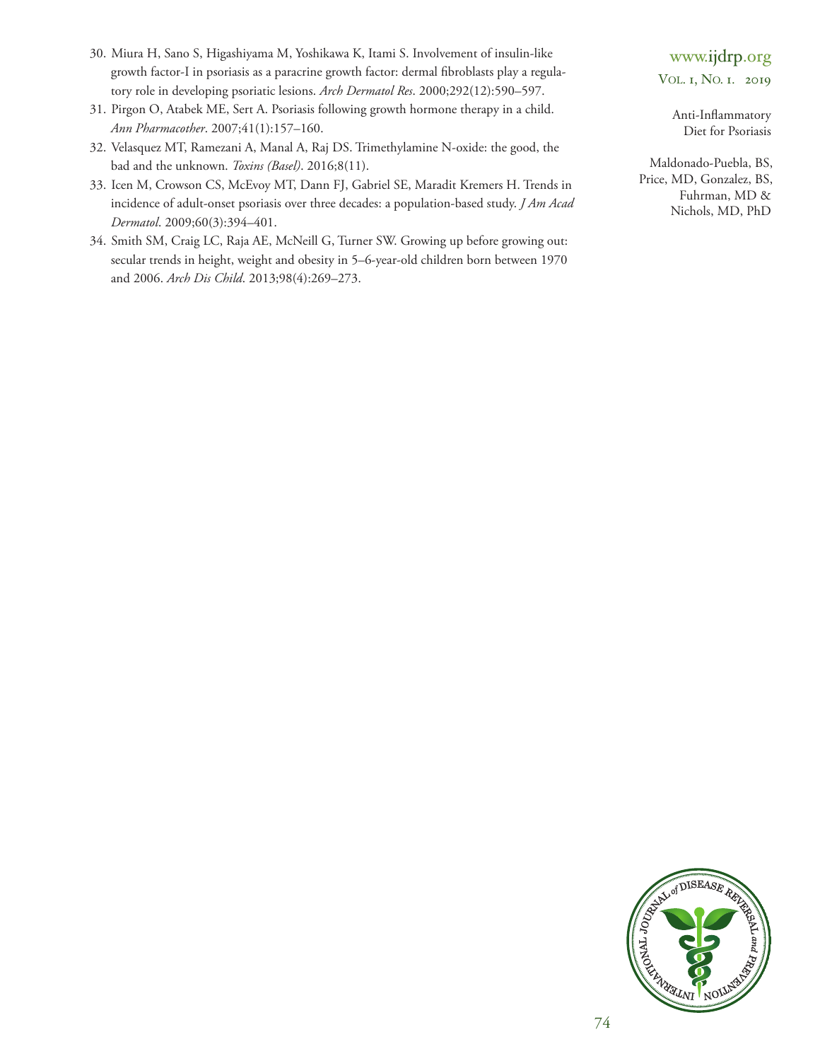30. Miura H, Sano S, Higashiyama M, Yoshikawa K, Itami S. Involvement of insulin-like growth factor-I in psoriasis as a paracrine growth factor: dermal fibroblasts play a regulatory role in developing psoriatic lesions. *Arch Dermatol Res*. 2000;292(12):590–597.
31. Pirgon O, Atabek ME, Sert A. Psoriasis following growth hormone therapy in a child. *Ann Pharmacother*. 2007;41(1):157–160.
32. Velasquez MT, Ramezani A, Manal A, Raj DS. Trimethylamine N-oxide: the good, the bad and the unknown. *Toxins (Basel)*. 2016;8(11).
33. Icen M, Crowson CS, McEvoy MT, Dann FJ, Gabriel SE, Maradit Kremers H. Trends in incidence of adult-onset psoriasis over three decades: a population-based study. *J Am Acad Dermatol*. 2009;60(3):394–401.
34. Smith SM, Craig LC, Raja AE, McNeill G, Turner SW. Growing up before growing out: secular trends in height, weight and obesity in 5–6-year-old children born between 1970 and 2006. *Arch Dis Child*. 2013;98(4):269–273.